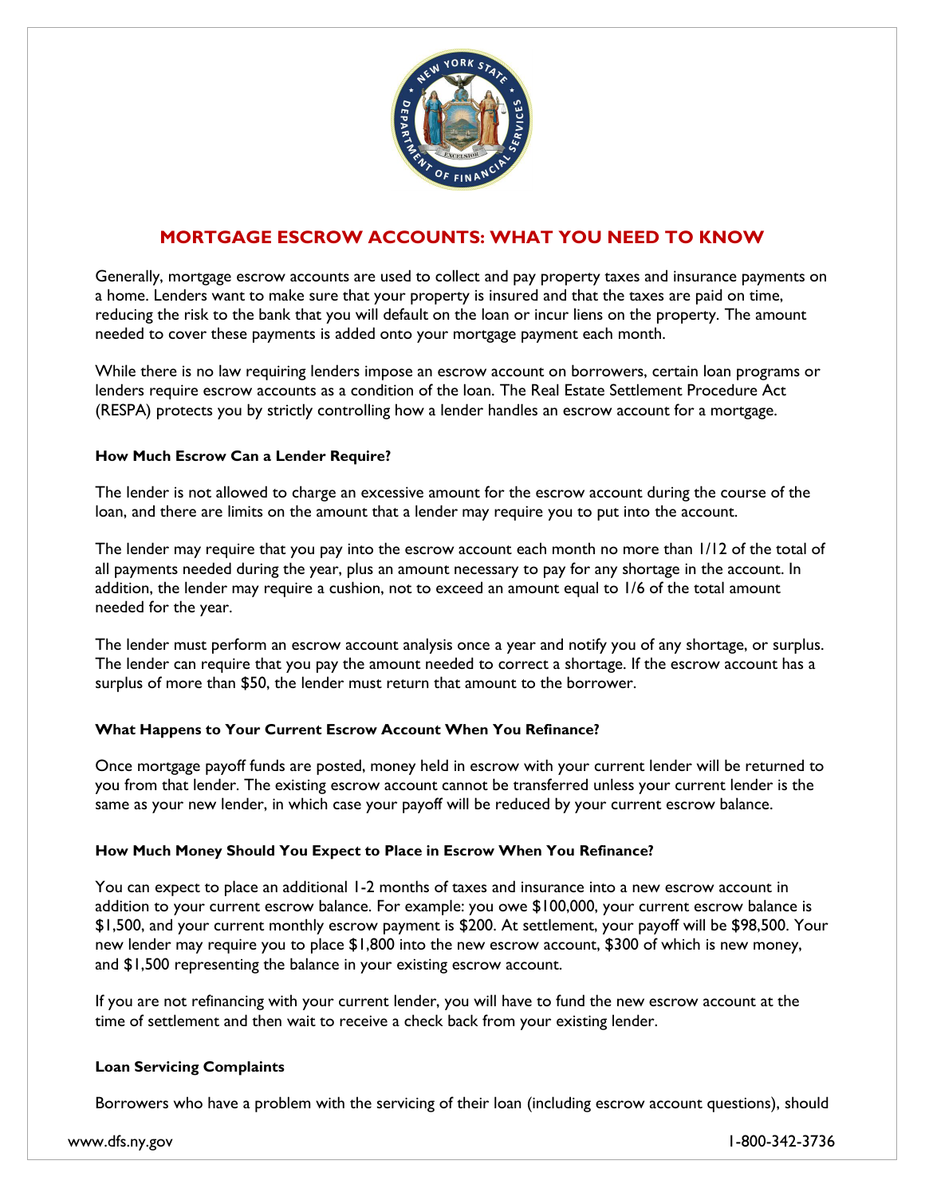# MORTGAGE ESCROW ACCOUNTS: WHAT YOU NEED TO KNOW

Generally, mortgage escrow accounts are used to collect and pay property taxes and insurance payments on a home. Lenders want to make sure that your property is insured and that the taxes are paid on time, reducing the risk to the bank that you will default on the loan or incur liens on the property. The amount needed to cover these payments is added onto your mortgage payment each month.

While there is no law requiring lenders impose an escrow account on borrowers, certain loan programs or lenders require escrow accounts as a condition of the loan. The Real Estate Settlement Procedure Act (RESPA) protects you by strictly controlling how a lender handles an escrow account for a mortgage.

**How Much Escrow Can a Lender Require?**

The lender is not allowed to charge an excessive amount for the escrow account during the course of the loan, and there are limits on the amount that a lender may require you to put into the account.

The lender may require that you pay into the escrow account each month no more than 1/12 of the total of all payments needed during the year, plus an amount necessary to pay for any shortage in the account. In addition, the lender may require a cushion, not to exceed an amount equal to 1/6 of the total amount needed for the year.

The lender must perform an escrow account analysis once a year and notify you of any shortage, or surplus. The lender can require that you pay the amount needed to correct a shortage. If the escrow account has a surplus of more than $50, the lender must return that amount to the borrower.

**What Happens to Your Current Escrow Account When You Refinance?**

Once mortgage payoff funds are posted, money held in escrow with your current lender will be returned to you from that lender. The existing escrow account cannot be transferred unless your current lender is the same as your new lender, in which case your payoff will be reduced by your current escrow balance.

**How Much Money Should You Expect to Place in Escrow When You Refinance?**

You can expect to place an additional 1-2 months of taxes and insurance into a new escrow account in addition to your current escrow balance. For example: you owe $100,000, your current escrow balance is $1,500, and your current monthly escrow payment is $200. At settlement, your payoff will be $98,500. Your new lender may require you to place $1,800 into the new escrow account, $300 of which is new money, and $1,500 representing the balance in your existing escrow account.

If you are not refinancing with your current lender, you will have to fund the new escrow account at the time of settlement and then wait to receive a check back from your existing lender.

**Loan Servicing Complaints**

Borrowers who have a problem with the servicing of their loan (including escrow account questions), should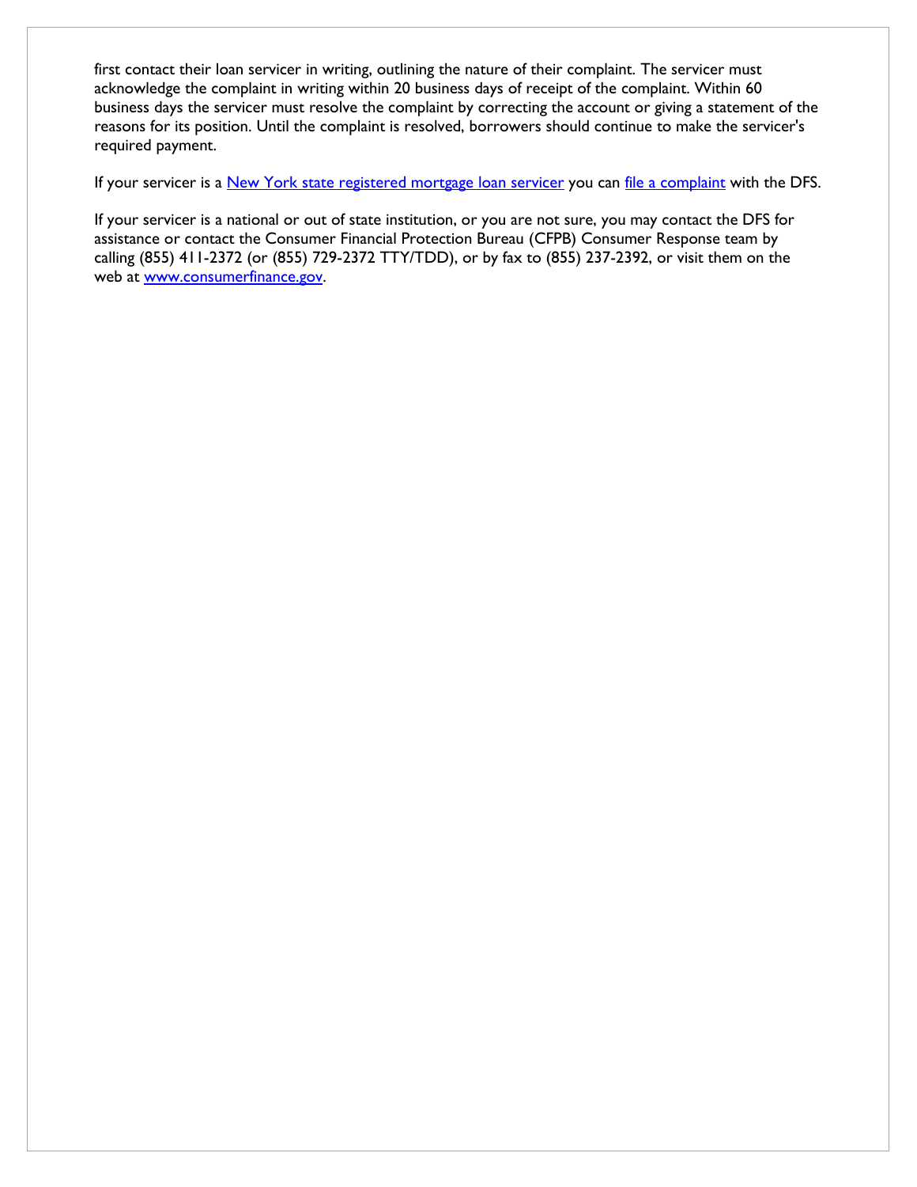first contact their loan servicer in writing, outlining the nature of their complaint. The servicer must acknowledge the complaint in writing within 20 business days of receipt of the complaint. Within 60 business days the servicer must resolve the complaint by correcting the account or giving a statement of the reasons for its position. Until the complaint is resolved, borrowers should continue to make the servicer's required payment.

If your servicer is a New York state registered mortgage loan servicer you can file a complaint with the DFS.

If your servicer is a national or out of state institution, or you are not sure, you may contact the DFS for assistance or contact the Consumer Financial Protection Bureau (CFPB) Consumer Response team by calling (855) 411-2372 (or (855) 729-2372 TTY/TDD), or by fax to (855) 237-2392, or visit them on the web at www.consumerfinance.gov.